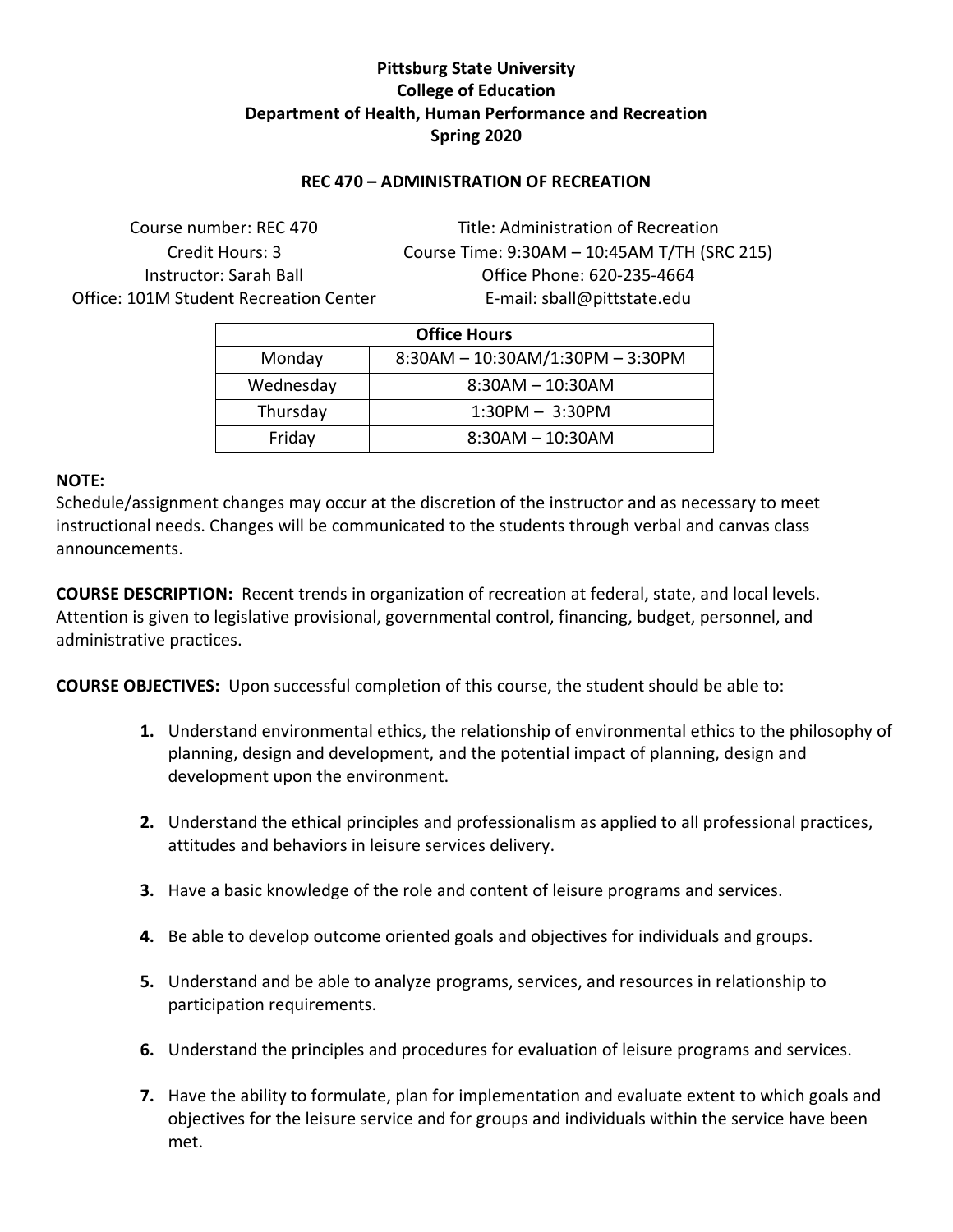**Pittsburg State University**
**College of Education**
**Department of Health, Human Performance and Recreation**
**Spring 2020**

## REC 470 – ADMINISTRATION OF RECREATION

Course number: REC 470
Credit Hours: 3
Instructor: Sarah Ball
Office: 101M Student Recreation Center

Title: Administration of Recreation
Course Time: 9:30AM – 10:45AM T/TH (SRC 215)
Office Phone: 620-235-4664
E-mail: sball@pittstate.edu

| Office Hours | |
|---|---|
| Monday | 8:30AM – 10:30AM/1:30PM – 3:30PM |
| Wednesday | 8:30AM – 10:30AM |
| Thursday | 1:30PM – 3:30PM |
| Friday | 8:30AM – 10:30AM |

**NOTE:**
Schedule/assignment changes may occur at the discretion of the instructor and as necessary to meet instructional needs. Changes will be communicated to the students through verbal and canvas class announcements.

**COURSE DESCRIPTION:** Recent trends in organization of recreation at federal, state, and local levels. Attention is given to legislative provisional, governmental control, financing, budget, personnel, and administrative practices.

**COURSE OBJECTIVES:** Upon successful completion of this course, the student should be able to:

1. Understand environmental ethics, the relationship of environmental ethics to the philosophy of planning, design and development, and the potential impact of planning, design and development upon the environment.

2. Understand the ethical principles and professionalism as applied to all professional practices, attitudes and behaviors in leisure services delivery.

3. Have a basic knowledge of the role and content of leisure programs and services.

4. Be able to develop outcome oriented goals and objectives for individuals and groups.

5. Understand and be able to analyze programs, services, and resources in relationship to participation requirements.

6. Understand the principles and procedures for evaluation of leisure programs and services.

7. Have the ability to formulate, plan for implementation and evaluate extent to which goals and objectives for the leisure service and for groups and individuals within the service have been met.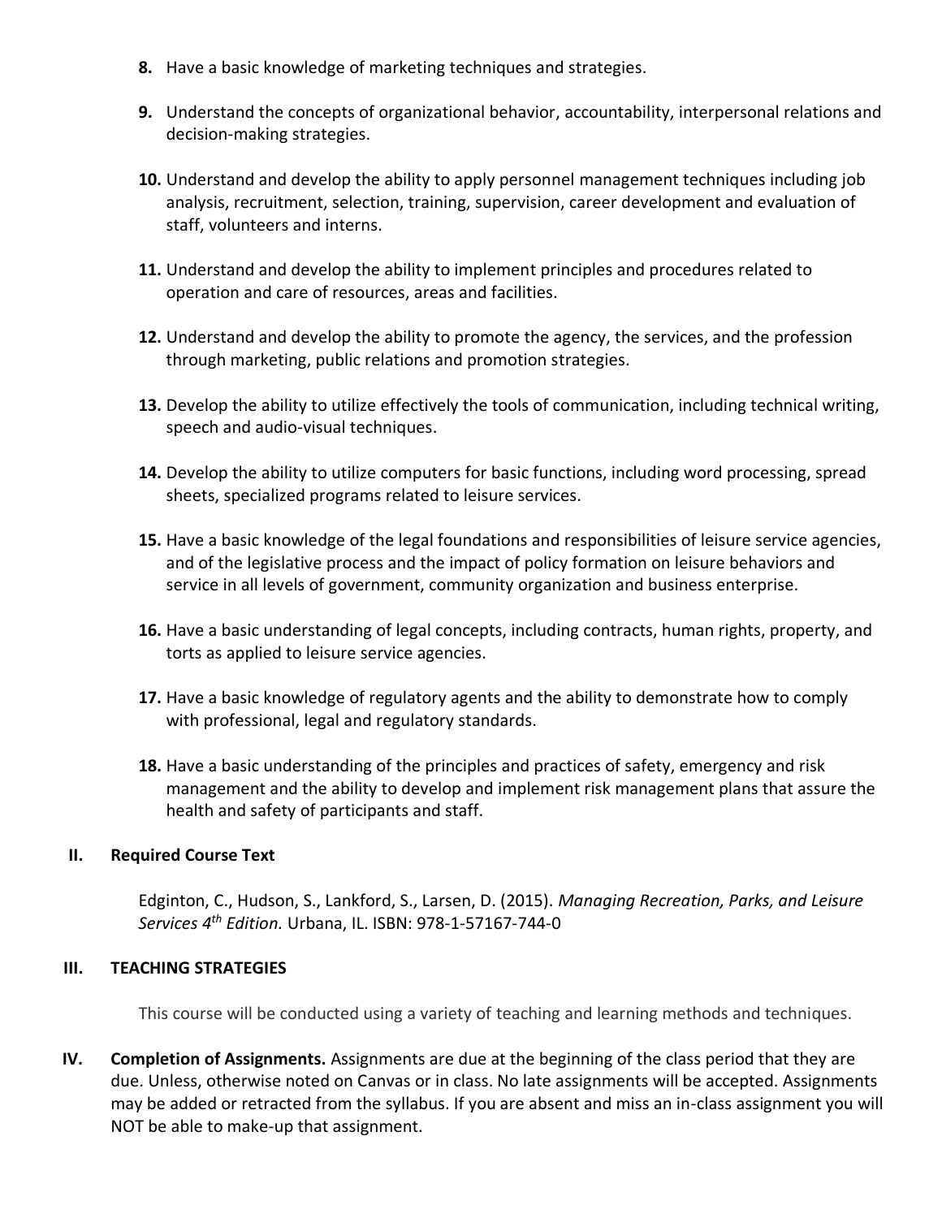8. Have a basic knowledge of marketing techniques and strategies.

9. Understand the concepts of organizational behavior, accountability, interpersonal relations and decision-making strategies.

10. Understand and develop the ability to apply personnel management techniques including job analysis, recruitment, selection, training, supervision, career development and evaluation of staff, volunteers and interns.

11. Understand and develop the ability to implement principles and procedures related to operation and care of resources, areas and facilities.

12. Understand and develop the ability to promote the agency, the services, and the profession through marketing, public relations and promotion strategies.

13. Develop the ability to utilize effectively the tools of communication, including technical writing, speech and audio-visual techniques.

14. Develop the ability to utilize computers for basic functions, including word processing, spread sheets, specialized programs related to leisure services.

15. Have a basic knowledge of the legal foundations and responsibilities of leisure service agencies, and of the legislative process and the impact of policy formation on leisure behaviors and service in all levels of government, community organization and business enterprise.

16. Have a basic understanding of legal concepts, including contracts, human rights, property, and torts as applied to leisure service agencies.

17. Have a basic knowledge of regulatory agents and the ability to demonstrate how to comply with professional, legal and regulatory standards.

18. Have a basic understanding of the principles and practices of safety, emergency and risk management and the ability to develop and implement risk management plans that assure the health and safety of participants and staff.

## II. Required Course Text

Edginton, C., Hudson, S., Lankford, S., Larsen, D. (2015). *Managing Recreation, Parks, and Leisure Services 4th Edition.* Urbana, IL. ISBN: 978-1-57167-744-0

## III. TEACHING STRATEGIES

This course will be conducted using a variety of teaching and learning methods and techniques.

## IV. Completion of Assignments.

Assignments are due at the beginning of the class period that they are due. Unless, otherwise noted on Canvas or in class. No late assignments will be accepted. Assignments may be added or retracted from the syllabus. If you are absent and miss an in-class assignment you will NOT be able to make-up that assignment.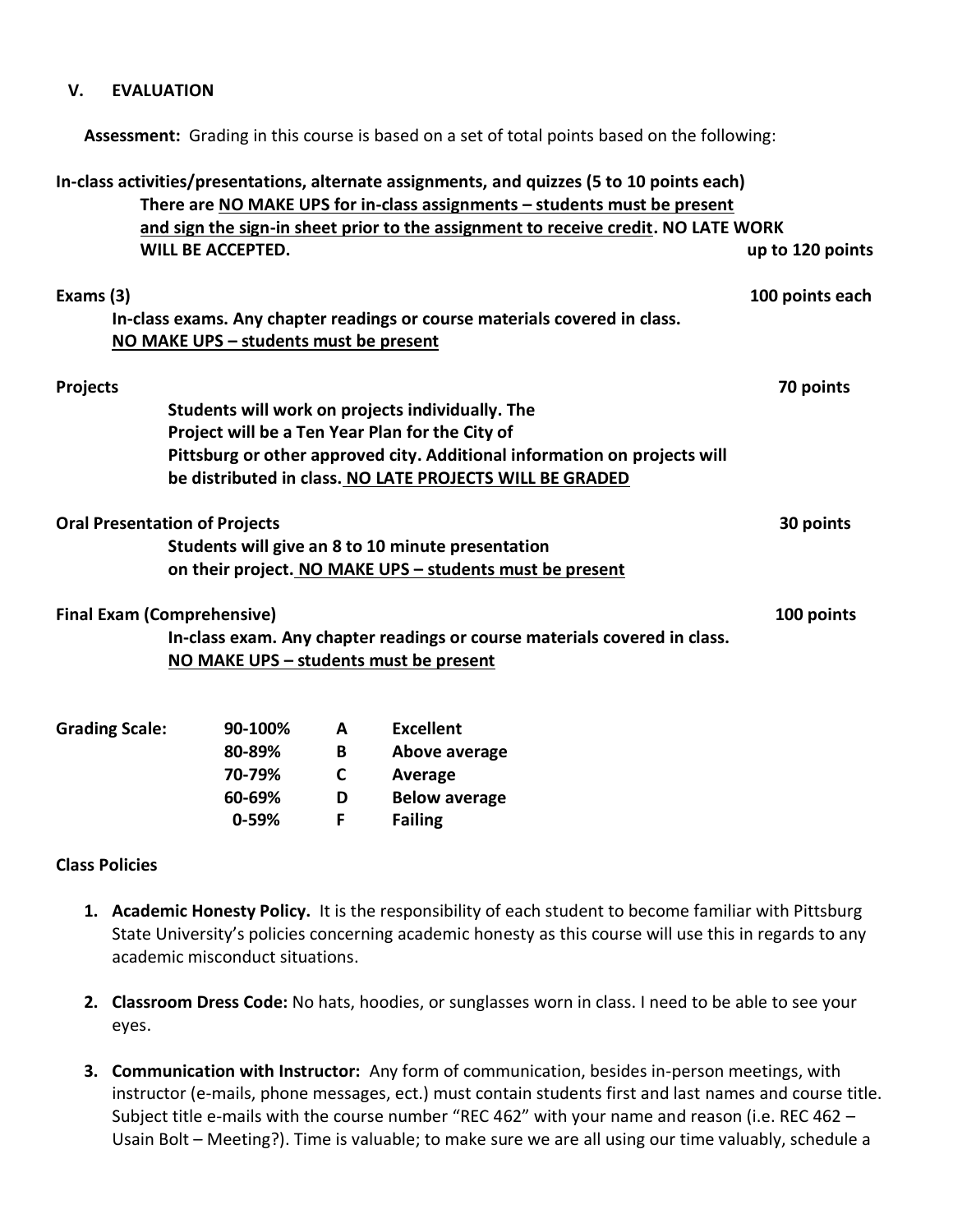## V. EVALUATION

**Assessment:** Grading in this course is based on a set of total points based on the following:

**In-class activities/presentations, alternate assignments, and quizzes (5 to 10 points each)** — **up to 120 points**

**There are <u>NO MAKE UPS for in-class assignments – students must be present and sign the sign-in sheet prior to the assignment to receive credit</u>. NO LATE WORK WILL BE ACCEPTED.**

**Exams (3)** — **100 points each**

**In-class exams. Any chapter readings or course materials covered in class.**
**<u>NO MAKE UPS – students must be present</u>**

**Projects** — **70 points**

**Students will work on projects individually. The Project will be a Ten Year Plan for the City of Pittsburg or other approved city. Additional information on projects will be distributed in class. <u>NO LATE PROJECTS WILL BE GRADED</u>**

**Oral Presentation of Projects** — **30 points**

**Students will give an 8 to 10 minute presentation on their project. <u>NO MAKE UPS – students must be present</u>**

**Final Exam (Comprehensive)** — **100 points**

**In-class exam. Any chapter readings or course materials covered in class.**
**<u>NO MAKE UPS – students must be present</u>**

**Grading Scale:**

| | | |
|---|---|---|
| **90-100%** | **A** | **Excellent** |
| **80-89%** | **B** | **Above average** |
| **70-79%** | **C** | **Average** |
| **60-69%** | **D** | **Below average** |
| **0-59%** | **F** | **Failing** |

**Class Policies**

1. **Academic Honesty Policy.** It is the responsibility of each student to become familiar with Pittsburg State University's policies concerning academic honesty as this course will use this in regards to any academic misconduct situations.

2. **Classroom Dress Code:** No hats, hoodies, or sunglasses worn in class. I need to be able to see your eyes.

3. **Communication with Instructor:** Any form of communication, besides in-person meetings, with instructor (e-mails, phone messages, ect.) must contain students first and last names and course title. Subject title e-mails with the course number "REC 462" with your name and reason (i.e. REC 462 – Usain Bolt – Meeting?). Time is valuable; to make sure we are all using our time valuably, schedule a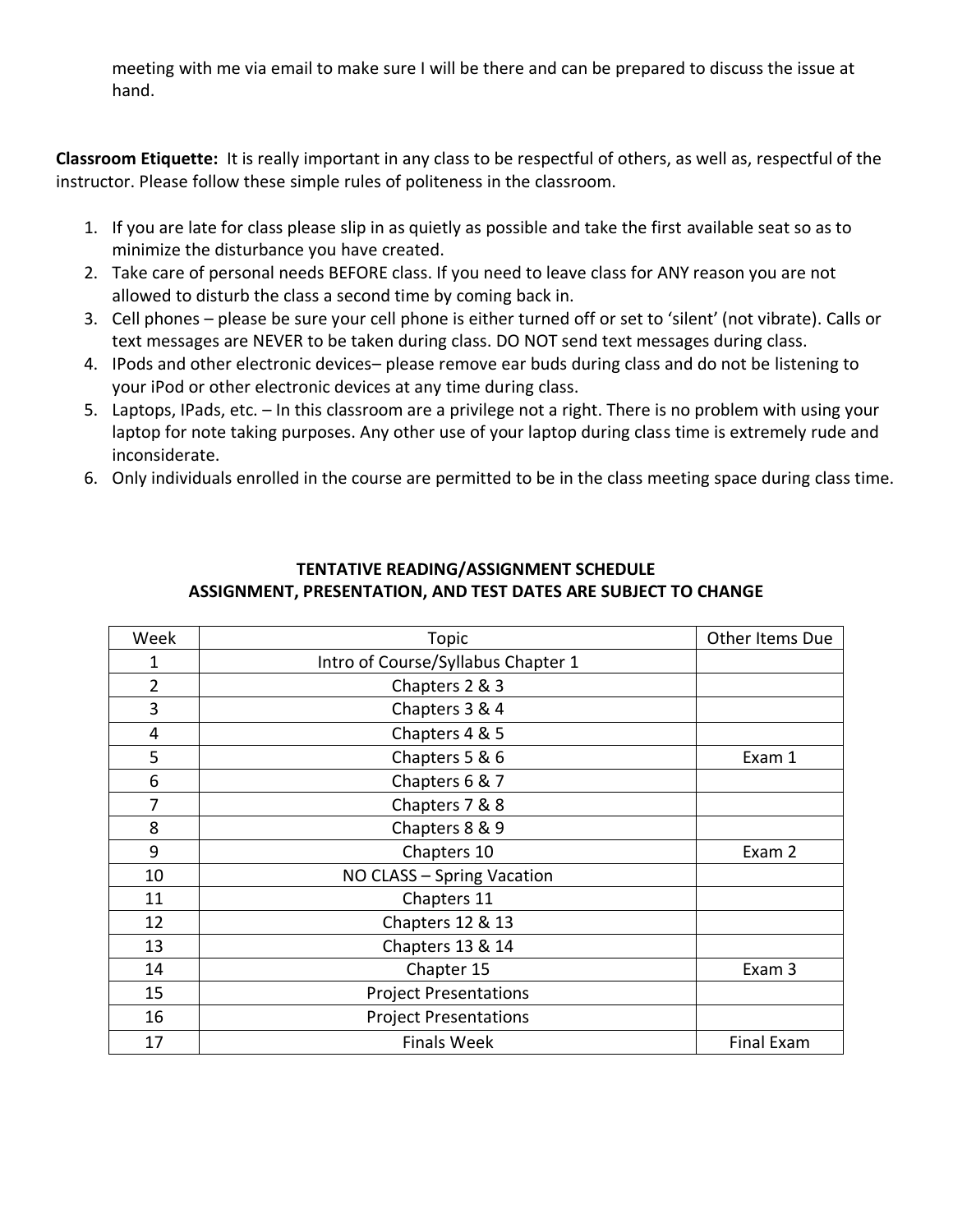meeting with me via email to make sure I will be there and can be prepared to discuss the issue at hand.

**Classroom Etiquette:** It is really important in any class to be respectful of others, as well as, respectful of the instructor. Please follow these simple rules of politeness in the classroom.

1. If you are late for class please slip in as quietly as possible and take the first available seat so as to minimize the disturbance you have created.
2. Take care of personal needs BEFORE class. If you need to leave class for ANY reason you are not allowed to disturb the class a second time by coming back in.
3. Cell phones – please be sure your cell phone is either turned off or set to 'silent' (not vibrate). Calls or text messages are NEVER to be taken during class. DO NOT send text messages during class.
4. IPods and other electronic devices– please remove ear buds during class and do not be listening to your iPod or other electronic devices at any time during class.
5. Laptops, IPads, etc. – In this classroom are a privilege not a right. There is no problem with using your laptop for note taking purposes. Any other use of your laptop during class time is extremely rude and inconsiderate.
6. Only individuals enrolled in the course are permitted to be in the class meeting space during class time.

**TENTATIVE READING/ASSIGNMENT SCHEDULE**
**ASSIGNMENT, PRESENTATION, AND TEST DATES ARE SUBJECT TO CHANGE**

| Week | Topic | Other Items Due |
|---|---|---|
| 1 | Intro of Course/Syllabus Chapter 1 | |
| 2 | Chapters 2 & 3 | |
| 3 | Chapters 3 & 4 | |
| 4 | Chapters 4 & 5 | |
| 5 | Chapters 5 & 6 | Exam 1 |
| 6 | Chapters 6 & 7 | |
| 7 | Chapters 7 & 8 | |
| 8 | Chapters 8 & 9 | |
| 9 | Chapters 10 | Exam 2 |
| 10 | NO CLASS – Spring Vacation | |
| 11 | Chapters 11 | |
| 12 | Chapters 12 & 13 | |
| 13 | Chapters 13 & 14 | |
| 14 | Chapter 15 | Exam 3 |
| 15 | Project Presentations | |
| 16 | Project Presentations | |
| 17 | Finals Week | Final Exam |